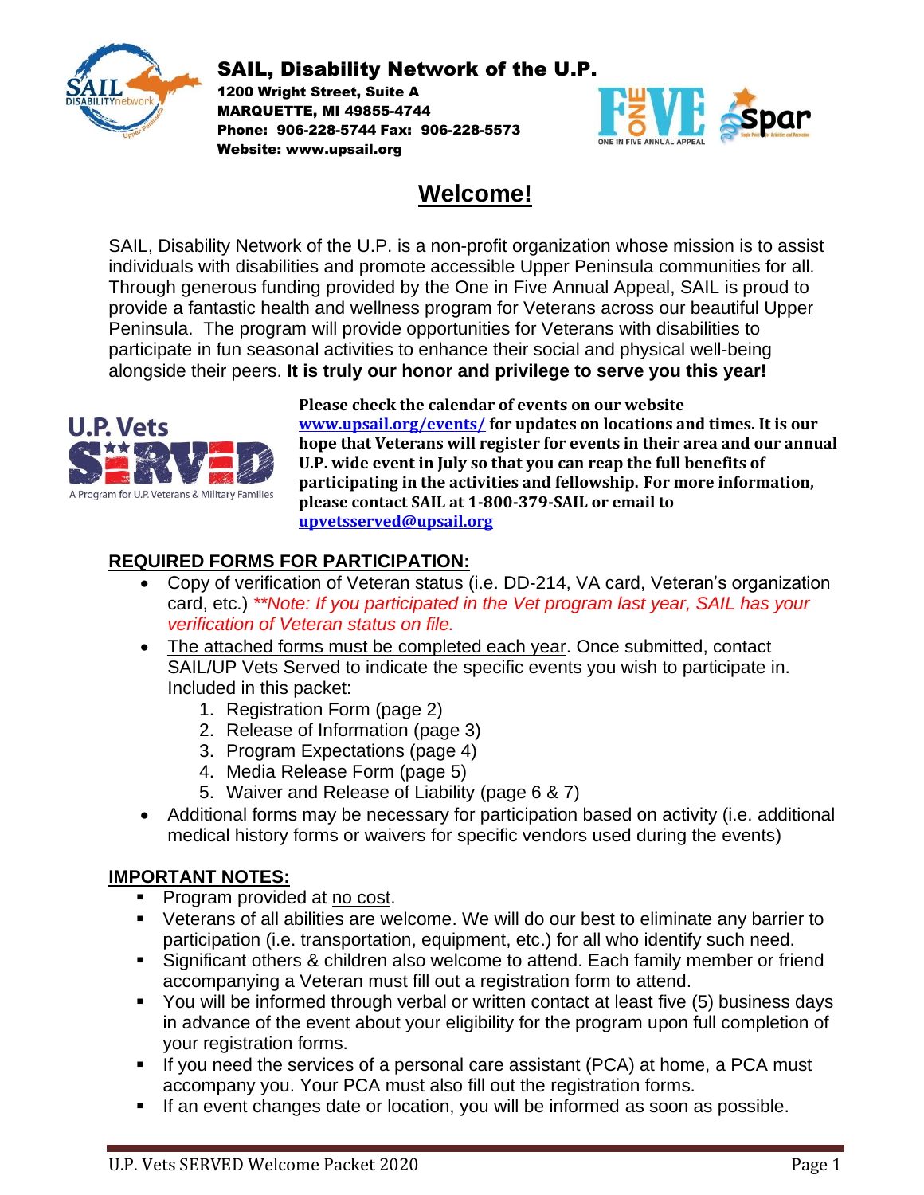**SAIL, Disability Network of the U.P.**
**1200 Wright Street, Suite A**
**MARQUETTE, MI 49855-4744**
**Phone: 906-228-5744 Fax: 906-228-5573**
**Website: www.upsail.org**

# Welcome!

SAIL, Disability Network of the U.P. is a non-profit organization whose mission is to assist individuals with disabilities and promote accessible Upper Peninsula communities for all. Through generous funding provided by the One in Five Annual Appeal, SAIL is proud to provide a fantastic health and wellness program for Veterans across our beautiful Upper Peninsula. The program will provide opportunities for Veterans with disabilities to participate in fun seasonal activities to enhance their social and physical well-being alongside their peers. **It is truly our honor and privilege to serve you this year!**

**Please check the calendar of events on our website [www.upsail.org/events/](www.upsail.org/events/) for updates on locations and times. It is our hope that Veterans will register for events in their area and our annual U.P. wide event in July so that you can reap the full benefits of participating in the activities and fellowship. For more information, please contact SAIL at 1-800-379-SAIL or email to [upvetsserved@upsail.org](mailto:upvetsserved@upsail.org)**

## REQUIRED FORMS FOR PARTICIPATION:

- Copy of verification of Veteran status (i.e. DD-214, VA card, Veteran's organization card, etc.) *\*\*Note: If you participated in the Vet program last year, SAIL has your verification of Veteran status on file.*
- The attached forms must be completed each year. Once submitted, contact SAIL/UP Vets Served to indicate the specific events you wish to participate in. Included in this packet:
  1. Registration Form (page 2)
  2. Release of Information (page 3)
  3. Program Expectations (page 4)
  4. Media Release Form (page 5)
  5. Waiver and Release of Liability (page 6 & 7)
- Additional forms may be necessary for participation based on activity (i.e. additional medical history forms or waivers for specific vendors used during the events)

## IMPORTANT NOTES:

- Program provided at no cost.
- Veterans of all abilities are welcome. We will do our best to eliminate any barrier to participation (i.e. transportation, equipment, etc.) for all who identify such need.
- Significant others & children also welcome to attend. Each family member or friend accompanying a Veteran must fill out a registration form to attend.
- You will be informed through verbal or written contact at least five (5) business days in advance of the event about your eligibility for the program upon full completion of your registration forms.
- If you need the services of a personal care assistant (PCA) at home, a PCA must accompany you. Your PCA must also fill out the registration forms.
- If an event changes date or location, you will be informed as soon as possible.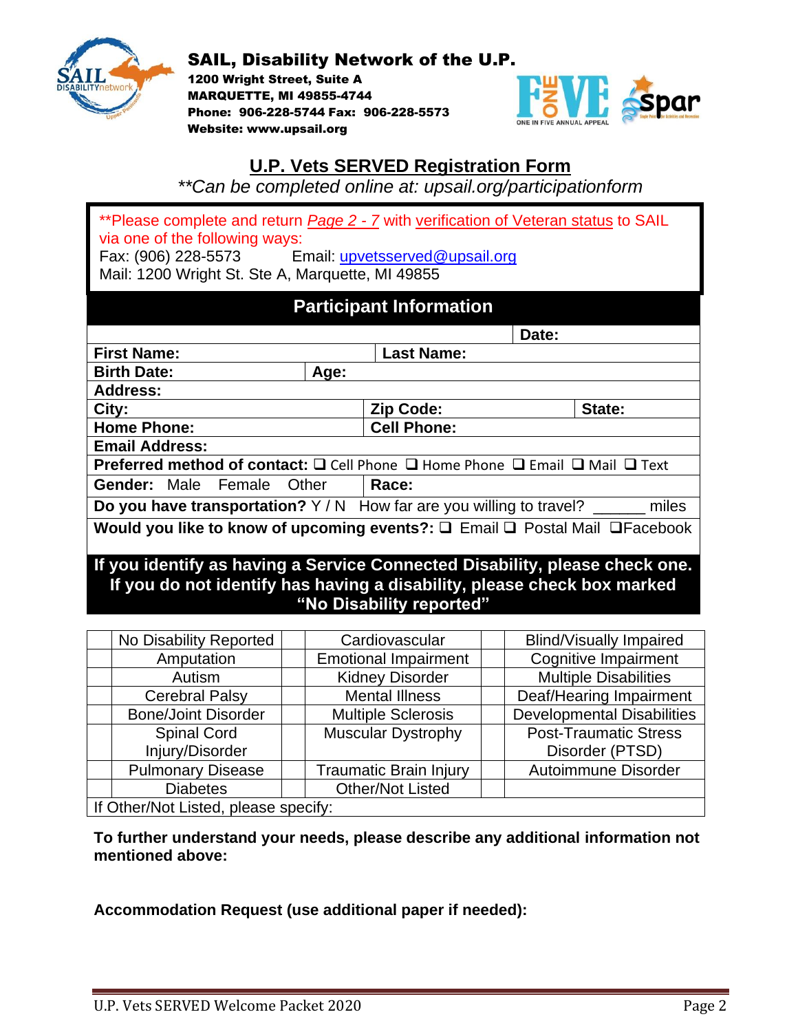**SAIL, Disability Network of the U.P.**
**1200 Wright Street, Suite A**
**MARQUETTE, MI 49855-4744**
**Phone: 906-228-5744 Fax: 906-228-5573**
**Website: www.upsail.org**

## U.P. Vets SERVED Registration Form

*\*\*Can be completed online at: upsail.org/participationform*

\*\*Please complete and return *Page 2 - 7* with verification of Veteran status to SAIL via one of the following ways:
Fax: (906) 228-5573 Email: upvetsserved@upsail.org
Mail: 1200 Wright St. Ste A, Marquette, MI 49855

### Participant Information

| | | | |
|---|---|---|---|
| | | **Date:** | |
| **First Name:** | | **Last Name:** | |
| **Birth Date:** | **Age:** | | |
| **Address:** | | | |
| **City:** | **Zip Code:** | | **State:** |
| **Home Phone:** | **Cell Phone:** | | |
| **Email Address:** | | | |
| **Preferred method of contact:** ❑ Cell Phone ❑ Home Phone ❑ Email ❑ Mail ❑ Text | | | |
| **Gender:** Male Female Other | **Race:** | | |
| **Do you have transportation?** Y / N How far are you willing to travel? ______ miles | | | |
| **Would you like to know of upcoming events?:** ❑ Email ❑ Postal Mail ❑Facebook | | | |

**If you identify as having a Service Connected Disability, please check one. If you do not identify has having a disability, please check box marked "No Disability reported"**

| | | | | | |
|---|---|---|---|---|---|
| | No Disability Reported | | Cardiovascular | | Blind/Visually Impaired |
| | Amputation | | Emotional Impairment | | Cognitive Impairment |
| | Autism | | Kidney Disorder | | Multiple Disabilities |
| | Cerebral Palsy | | Mental Illness | | Deaf/Hearing Impairment |
| | Bone/Joint Disorder | | Multiple Sclerosis | | Developmental Disabilities |
| | Spinal Cord Injury/Disorder | | Muscular Dystrophy | | Post-Traumatic Stress Disorder (PTSD) |
| | Pulmonary Disease | | Traumatic Brain Injury | | Autoimmune Disorder |
| | Diabetes | | Other/Not Listed | | |
| If Other/Not Listed, please specify: | | | | | |

**To further understand your needs, please describe any additional information not mentioned above:**

**Accommodation Request (use additional paper if needed):**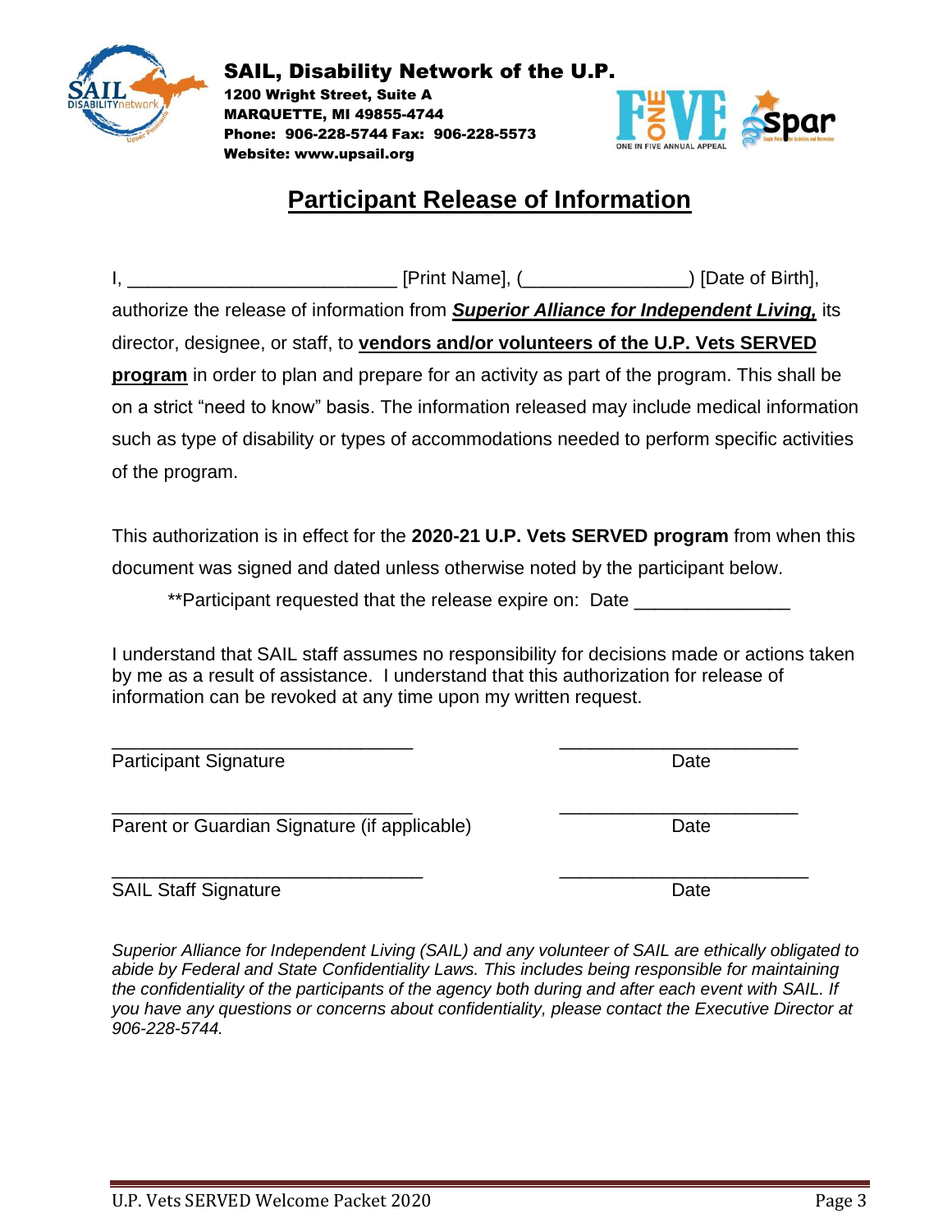**SAIL, Disability Network of the U.P.**
**1200 Wright Street, Suite A**
**MARQUETTE, MI 49855-4744**
**Phone: 906-228-5744 Fax: 906-228-5573**
**Website: www.upsail.org**

# Participant Release of Information

I, _________________________ [Print Name], (_______________) [Date of Birth], authorize the release of information from ***Superior Alliance for Independent Living,*** its director, designee, or staff, to **vendors and/or volunteers of the U.P. Vets SERVED program** in order to plan and prepare for an activity as part of the program. This shall be on a strict "need to know" basis. The information released may include medical information such as type of disability or types of accommodations needed to perform specific activities of the program.

This authorization is in effect for the **2020-21 U.P. Vets SERVED program** from when this document was signed and dated unless otherwise noted by the participant below.

**Participant requested that the release expire on: Date _______________

I understand that SAIL staff assumes no responsibility for decisions made or actions taken by me as a result of assistance. I understand that this authorization for release of information can be revoked at any time upon my written request.

______________________________ ________________________
Participant Signature Date

______________________________ ________________________
Parent or Guardian Signature (if applicable) Date

______________________________ ________________________
SAIL Staff Signature Date

*Superior Alliance for Independent Living (SAIL) and any volunteer of SAIL are ethically obligated to abide by Federal and State Confidentiality Laws. This includes being responsible for maintaining the confidentiality of the participants of the agency both during and after each event with SAIL. If you have any questions or concerns about confidentiality, please contact the Executive Director at 906-228-5744.*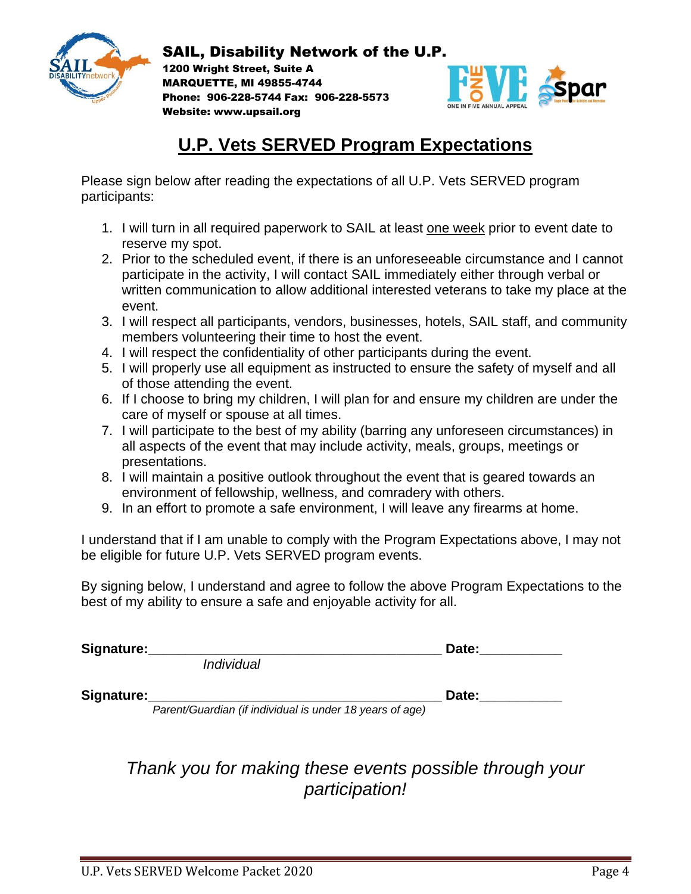**SAIL, Disability Network of the U.P.**
**1200 Wright Street, Suite A**
**MARQUETTE, MI 49855-4744**
**Phone: 906-228-5744 Fax: 906-228-5573**
**Website: www.upsail.org**

# U.P. Vets SERVED Program Expectations

Please sign below after reading the expectations of all U.P. Vets SERVED program participants:

1. I will turn in all required paperwork to SAIL at least one week prior to event date to reserve my spot.
2. Prior to the scheduled event, if there is an unforeseeable circumstance and I cannot participate in the activity, I will contact SAIL immediately either through verbal or written communication to allow additional interested veterans to take my place at the event.
3. I will respect all participants, vendors, businesses, hotels, SAIL staff, and community members volunteering their time to host the event.
4. I will respect the confidentiality of other participants during the event.
5. I will properly use all equipment as instructed to ensure the safety of myself and all of those attending the event.
6. If I choose to bring my children, I will plan for and ensure my children are under the care of myself or spouse at all times.
7. I will participate to the best of my ability (barring any unforeseen circumstances) in all aspects of the event that may include activity, meals, groups, meetings or presentations.
8. I will maintain a positive outlook throughout the event that is geared towards an environment of fellowship, wellness, and comradery with others.
9. In an effort to promote a safe environment, I will leave any firearms at home.

I understand that if I am unable to comply with the Program Expectations above, I may not be eligible for future U.P. Vets SERVED program events.

By signing below, I understand and agree to follow the above Program Expectations to the best of my ability to ensure a safe and enjoyable activity for all.

**Signature:**________________________________________ **Date:**___________
*Individual*

**Signature:**________________________________________ **Date:**___________
*Parent/Guardian (if individual is under 18 years of age)*

*Thank you for making these events possible through your participation!*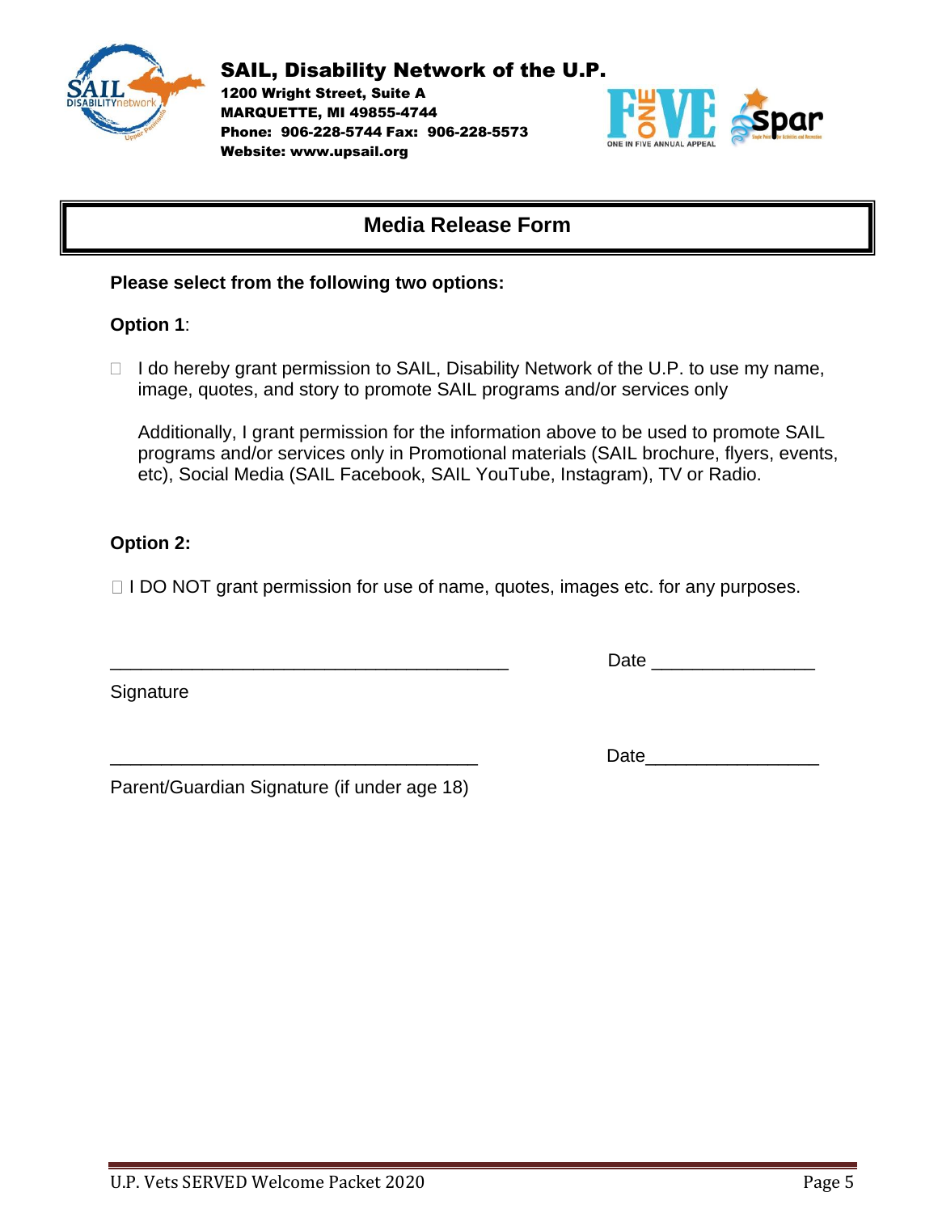**SAIL, Disability Network of the U.P.**
**1200 Wright Street, Suite A**
**MARQUETTE, MI 49855-4744**
**Phone: 906-228-5744 Fax: 906-228-5573**
**Website: www.upsail.org**

## Media Release Form

**Please select from the following two options:**

**Option 1**:

☐ I do hereby grant permission to SAIL, Disability Network of the U.P. to use my name, image, quotes, and story to promote SAIL programs and/or services only

Additionally, I grant permission for the information above to be used to promote SAIL programs and/or services only in Promotional materials (SAIL brochure, flyers, events, etc), Social Media (SAIL Facebook, SAIL YouTube, Instagram), TV or Radio.

**Option 2:**

☐ I DO NOT grant permission for use of name, quotes, images etc. for any purposes.

________________________________________ Date ________________

Signature

____________________________________ Date_________________

Parent/Guardian Signature (if under age 18)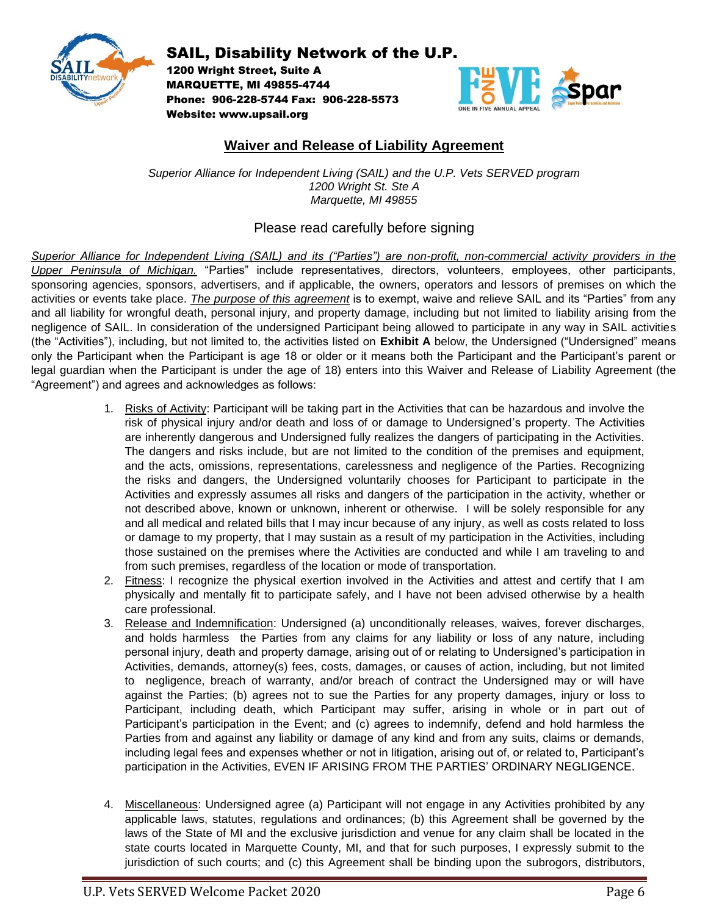**SAIL, Disability Network of the U.P.**
**1200 Wright Street, Suite A**
**MARQUETTE, MI 49855-4744**
**Phone: 906-228-5744 Fax: 906-228-5573**
**Website: www.upsail.org**

## Waiver and Release of Liability Agreement

*Superior Alliance for Independent Living (SAIL) and the U.P. Vets SERVED program*
*1200 Wright St. Ste A*
*Marquette, MI 49855*

Please read carefully before signing

*Superior Alliance for Independent Living (SAIL) and its ("Parties") are non-profit, non-commercial activity providers in the Upper Peninsula of Michigan.* "Parties" include representatives, directors, volunteers, employees, other participants, sponsoring agencies, sponsors, advertisers, and if applicable, the owners, operators and lessors of premises on which the activities or events take place. *The purpose of this agreement* is to exempt, waive and relieve SAIL and its "Parties" from any and all liability for wrongful death, personal injury, and property damage, including but not limited to liability arising from the negligence of SAIL. In consideration of the undersigned Participant being allowed to participate in any way in SAIL activities (the "Activities"), including, but not limited to, the activities listed on **Exhibit A** below, the Undersigned ("Undersigned" means only the Participant when the Participant is age 18 or older or it means both the Participant and the Participant's parent or legal guardian when the Participant is under the age of 18) enters into this Waiver and Release of Liability Agreement (the "Agreement") and agrees and acknowledges as follows:

1. Risks of Activity: Participant will be taking part in the Activities that can be hazardous and involve the risk of physical injury and/or death and loss of or damage to Undersigned's property. The Activities are inherently dangerous and Undersigned fully realizes the dangers of participating in the Activities. The dangers and risks include, but are not limited to the condition of the premises and equipment, and the acts, omissions, representations, carelessness and negligence of the Parties. Recognizing the risks and dangers, the Undersigned voluntarily chooses for Participant to participate in the Activities and expressly assumes all risks and dangers of the participation in the activity, whether or not described above, known or unknown, inherent or otherwise. I will be solely responsible for any and all medical and related bills that I may incur because of any injury, as well as costs related to loss or damage to my property, that I may sustain as a result of my participation in the Activities, including those sustained on the premises where the Activities are conducted and while I am traveling to and from such premises, regardless of the location or mode of transportation.
2. Fitness: I recognize the physical exertion involved in the Activities and attest and certify that I am physically and mentally fit to participate safely, and I have not been advised otherwise by a health care professional.
3. Release and Indemnification: Undersigned (a) unconditionally releases, waives, forever discharges, and holds harmless the Parties from any claims for any liability or loss of any nature, including personal injury, death and property damage, arising out of or relating to Undersigned's participation in Activities, demands, attorney(s) fees, costs, damages, or causes of action, including, but not limited to negligence, breach of warranty, and/or breach of contract the Undersigned may or will have against the Parties; (b) agrees not to sue the Parties for any property damages, injury or loss to Participant, including death, which Participant may suffer, arising in whole or in part out of Participant's participation in the Event; and (c) agrees to indemnify, defend and hold harmless the Parties from and against any liability or damage of any kind and from any suits, claims or demands, including legal fees and expenses whether or not in litigation, arising out of, or related to, Participant's participation in the Activities, EVEN IF ARISING FROM THE PARTIES' ORDINARY NEGLIGENCE.
4. Miscellaneous: Undersigned agree (a) Participant will not engage in any Activities prohibited by any applicable laws, statutes, regulations and ordinances; (b) this Agreement shall be governed by the laws of the State of MI and the exclusive jurisdiction and venue for any claim shall be located in the state courts located in Marquette County, MI, and that for such purposes, I expressly submit to the jurisdiction of such courts; and (c) this Agreement shall be binding upon the subrogors, distributors,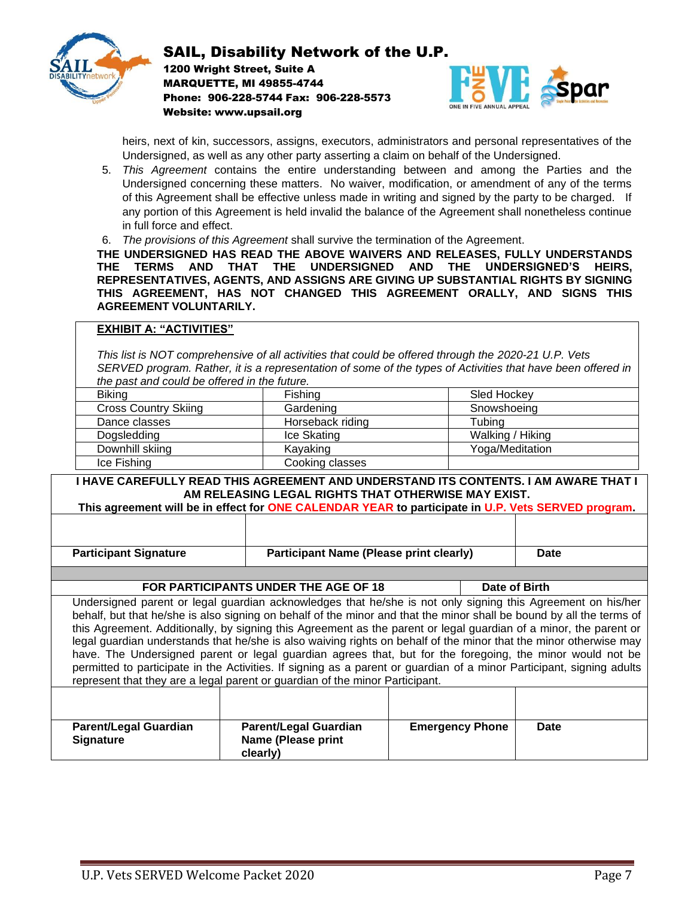**SAIL, Disability Network of the U.P.**
**1200 Wright Street, Suite A**
**MARQUETTE, MI 49855-4744**
**Phone: 906-228-5744 Fax: 906-228-5573**
**Website: www.upsail.org**

heirs, next of kin, successors, assigns, executors, administrators and personal representatives of the Undersigned, as well as any other party asserting a claim on behalf of the Undersigned.

5. *This Agreement* contains the entire understanding between and among the Parties and the Undersigned concerning these matters. No waiver, modification, or amendment of any of the terms of this Agreement shall be effective unless made in writing and signed by the party to be charged. If any portion of this Agreement is held invalid the balance of the Agreement shall nonetheless continue in full force and effect.
6. *The provisions of this Agreement* shall survive the termination of the Agreement.

**THE UNDERSIGNED HAS READ THE ABOVE WAIVERS AND RELEASES, FULLY UNDERSTANDS THE TERMS AND THAT THE UNDERSIGNED AND THE UNDERSIGNED'S HEIRS, REPRESENTATIVES, AGENTS, AND ASSIGNS ARE GIVING UP SUBSTANTIAL RIGHTS BY SIGNING THIS AGREEMENT, HAS NOT CHANGED THIS AGREEMENT ORALLY, AND SIGNS THIS AGREEMENT VOLUNTARILY.**

**EXHIBIT A: "ACTIVITIES"**

*This list is NOT comprehensive of all activities that could be offered through the 2020-21 U.P. Vets SERVED program. Rather, it is a representation of some of the types of Activities that have been offered in the past and could be offered in the future.*

| | | |
|---|---|---|
| Biking | Fishing | Sled Hockey |
| Cross Country Skiing | Gardening | Snowshoeing |
| Dance classes | Horseback riding | Tubing |
| Dogsledding | Ice Skating | Walking / Hiking |
| Downhill skiing | Kayaking | Yoga/Meditation |
| Ice Fishing | Cooking classes | |

**I HAVE CAREFULLY READ THIS AGREEMENT AND UNDERSTAND ITS CONTENTS. I AM AWARE THAT I AM RELEASING LEGAL RIGHTS THAT OTHERWISE MAY EXIST.**
**This agreement will be in effect for ONE CALENDAR YEAR to participate in U.P. Vets SERVED program.**

| | | |
|---|---|---|
| | | |
| **Participant Signature** | **Participant Name (Please print clearly)** | **Date** |

| | |
|---|---|
| **FOR PARTICIPANTS UNDER THE AGE OF 18** | **Date of Birth** |

Undersigned parent or legal guardian acknowledges that he/she is not only signing this Agreement on his/her behalf, but that he/she is also signing on behalf of the minor and that the minor shall be bound by all the terms of this Agreement. Additionally, by signing this Agreement as the parent or legal guardian of a minor, the parent or legal guardian understands that he/she is also waiving rights on behalf of the minor that the minor otherwise may have. The Undersigned parent or legal guardian agrees that, but for the foregoing, the minor would not be permitted to participate in the Activities. If signing as a parent or guardian of a minor Participant, signing adults represent that they are a legal parent or guardian of the minor Participant.

| | | | |
|---|---|---|---|
| | | | |
| **Parent/Legal Guardian Signature** | **Parent/Legal Guardian Name (Please print clearly)** | **Emergency Phone** | **Date** |